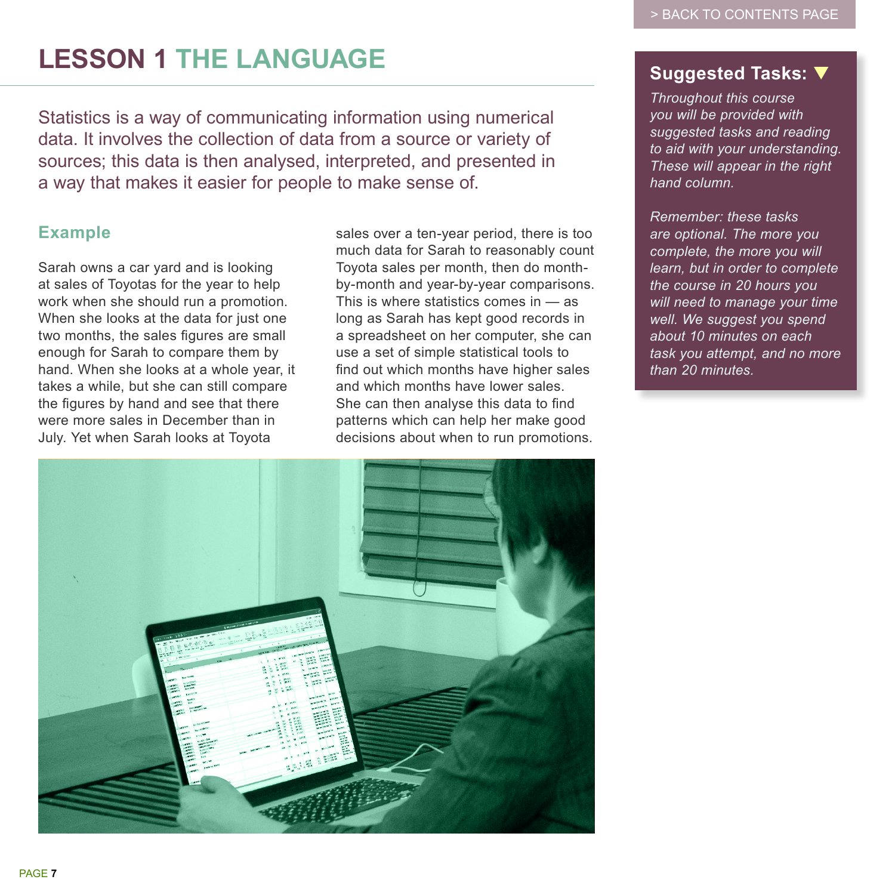# LESSON 1 THE LANGUAGE

Statistics is a way of communicating information using numerical data. It involves the collection of data from a source or variety of sources; this data is then analysed, interpreted, and presented in a way that makes it easier for people to make sense of.

## Example

Sarah owns a car yard and is looking at sales of Toyotas for the year to help work when she should run a promotion. When she looks at the data for just one two months, the sales figures are small enough for Sarah to compare them by hand. When she looks at a whole year, it takes a while, but she can still compare the figures by hand and see that there were more sales in December than in July. Yet when Sarah looks at Toyota sales over a ten-year period, there is too much data for Sarah to reasonably count Toyota sales per month, then do month-by-month and year-by-year comparisons. This is where statistics comes in — as long as Sarah has kept good records in a spreadsheet on her computer, she can use a set of simple statistical tools to find out which months have higher sales and which months have lower sales. She can then analyse this data to find patterns which can help her make good decisions about when to run promotions.

### Suggested Tasks:

*Throughout this course you will be provided with suggested tasks and reading to aid with your understanding. These will appear in the right hand column.*

*Remember: these tasks are optional. The more you complete, the more you will learn, but in order to complete the course in 20 hours you will need to manage your time well. We suggest you spend about 10 minutes on each task you attempt, and no more than 20 minutes.*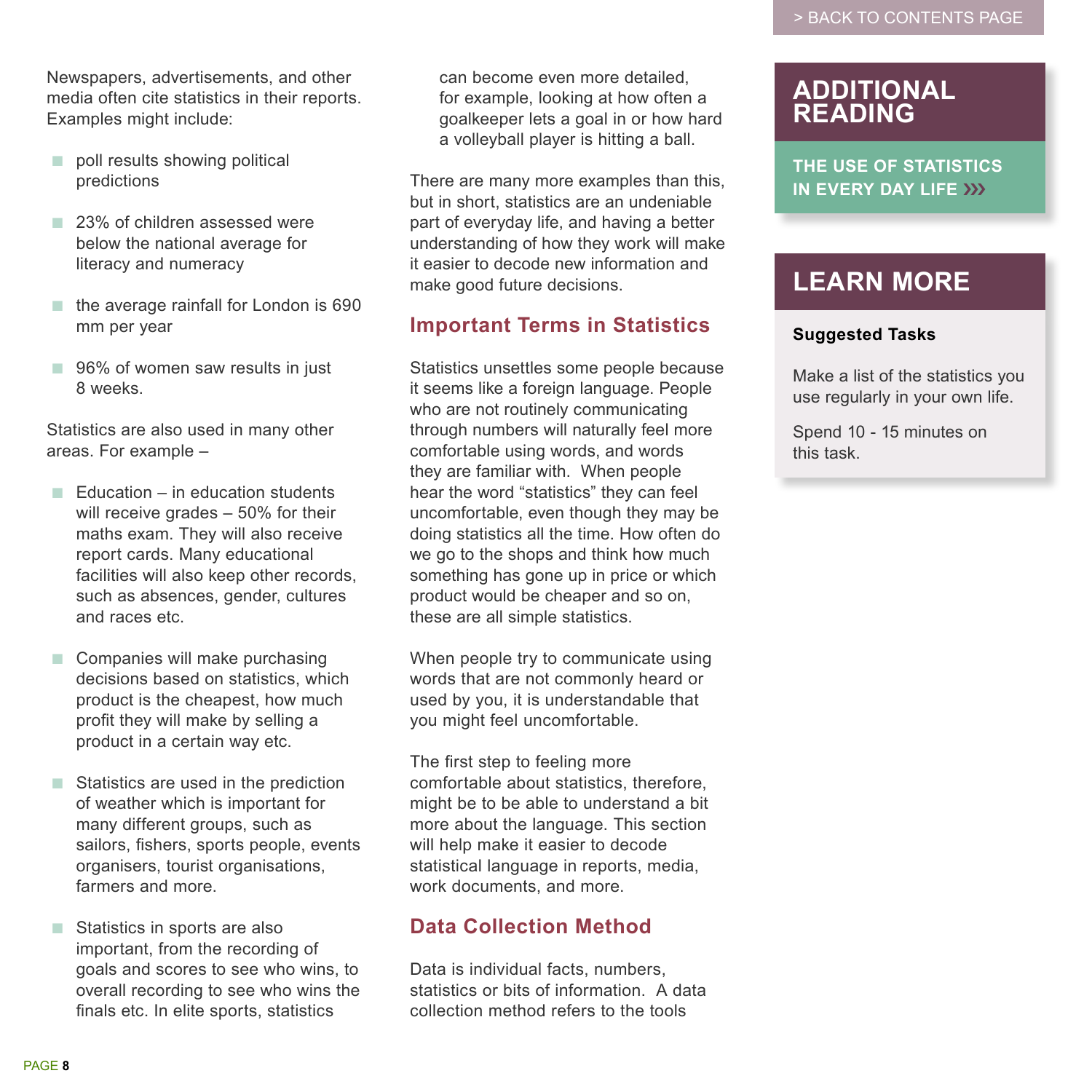Newspapers, advertisements, and other media often cite statistics in their reports. Examples might include:

- poll results showing political predictions
- 23% of children assessed were below the national average for literacy and numeracy
- the average rainfall for London is 690 mm per year
- 96% of women saw results in just 8 weeks.

Statistics are also used in many other areas. For example –

- Education – in education students will receive grades – 50% for their maths exam. They will also receive report cards. Many educational facilities will also keep other records, such as absences, gender, cultures and races etc.
- Companies will make purchasing decisions based on statistics, which product is the cheapest, how much profit they will make by selling a product in a certain way etc.
- Statistics are used in the prediction of weather which is important for many different groups, such as sailors, fishers, sports people, events organisers, tourist organisations, farmers and more.
- Statistics in sports are also important, from the recording of goals and scores to see who wins, to overall recording to see who wins the finals etc. In elite sports, statistics can become even more detailed, for example, looking at how often a goalkeeper lets a goal in or how hard a volleyball player is hitting a ball.

There are many more examples than this, but in short, statistics are an undeniable part of everyday life, and having a better understanding of how they work will make it easier to decode new information and make good future decisions.

## Important Terms in Statistics

Statistics unsettles some people because it seems like a foreign language. People who are not routinely communicating through numbers will naturally feel more comfortable using words, and words they are familiar with. When people hear the word "statistics" they can feel uncomfortable, even though they may be doing statistics all the time. How often do we go to the shops and think how much something has gone up in price or which product would be cheaper and so on, these are all simple statistics.

When people try to communicate using words that are not commonly heard or used by you, it is understandable that you might feel uncomfortable.

The first step to feeling more comfortable about statistics, therefore, might be to be able to understand a bit more about the language. This section will help make it easier to decode statistical language in reports, media, work documents, and more.

## Data Collection Method

Data is individual facts, numbers, statistics or bits of information. A data collection method refers to the tools

## ADDITIONAL READING

**THE USE OF STATISTICS IN EVERY DAY LIFE »»**

## LEARN MORE

**Suggested Tasks**

Make a list of the statistics you use regularly in your own life.

Spend 10 - 15 minutes on this task.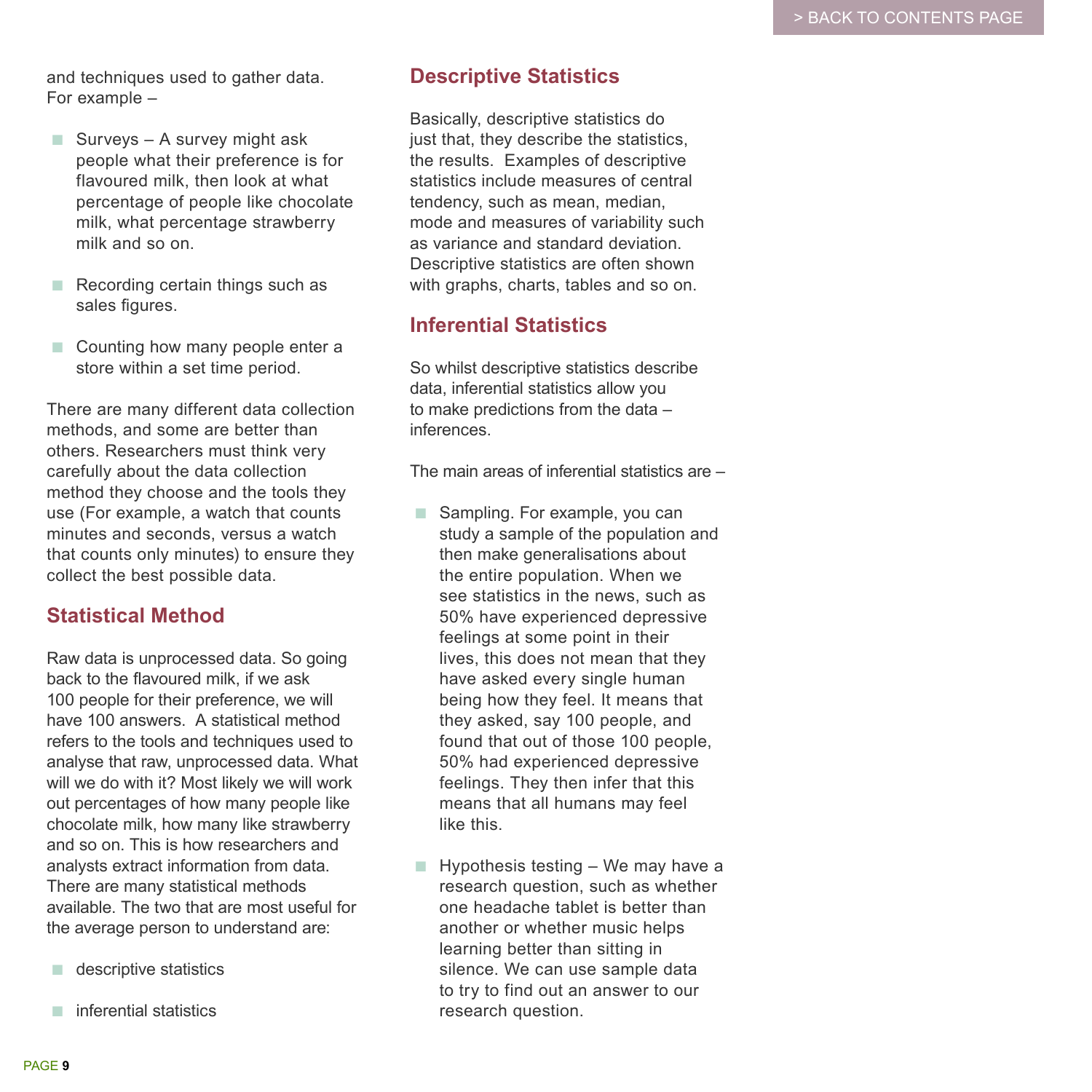and techniques used to gather data. For example –

- Surveys – A survey might ask people what their preference is for flavoured milk, then look at what percentage of people like chocolate milk, what percentage strawberry milk and so on.
- Recording certain things such as sales figures.
- Counting how many people enter a store within a set time period.

There are many different data collection methods, and some are better than others. Researchers must think very carefully about the data collection method they choose and the tools they use (For example, a watch that counts minutes and seconds, versus a watch that counts only minutes) to ensure they collect the best possible data.

## Statistical Method

Raw data is unprocessed data. So going back to the flavoured milk, if we ask 100 people for their preference, we will have 100 answers. A statistical method refers to the tools and techniques used to analyse that raw, unprocessed data. What will we do with it? Most likely we will work out percentages of how many people like chocolate milk, how many like strawberry and so on. This is how researchers and analysts extract information from data. There are many statistical methods available. The two that are most useful for the average person to understand are:

- descriptive statistics
- inferential statistics

## Descriptive Statistics

Basically, descriptive statistics do just that, they describe the statistics, the results. Examples of descriptive statistics include measures of central tendency, such as mean, median, mode and measures of variability such as variance and standard deviation. Descriptive statistics are often shown with graphs, charts, tables and so on.

## Inferential Statistics

So whilst descriptive statistics describe data, inferential statistics allow you to make predictions from the data – inferences.

The main areas of inferential statistics are –

- Sampling. For example, you can study a sample of the population and then make generalisations about the entire population. When we see statistics in the news, such as 50% have experienced depressive feelings at some point in their lives, this does not mean that they have asked every single human being how they feel. It means that they asked, say 100 people, and found that out of those 100 people, 50% had experienced depressive feelings. They then infer that this means that all humans may feel like this.
- Hypothesis testing – We may have a research question, such as whether one headache tablet is better than another or whether music helps learning better than sitting in silence. We can use sample data to try to find out an answer to our research question.